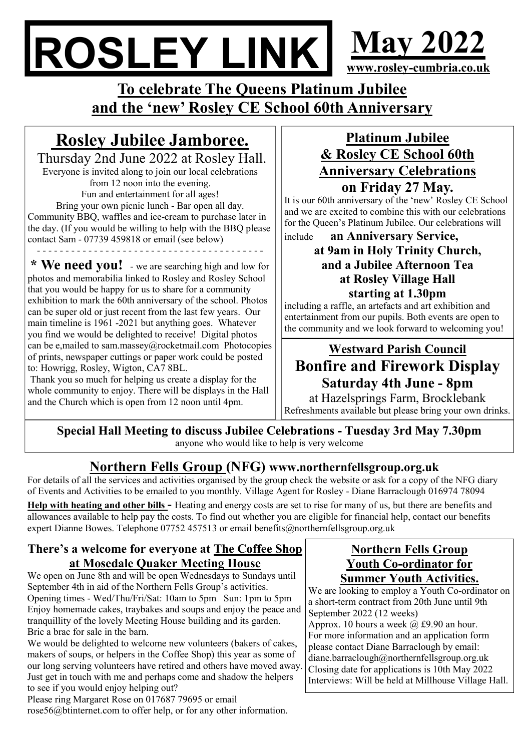# ROSLEY LINK

## May 2022

www.rosley-cumbria.co.uk

## To celebrate The Queens Platinum Jubilee and the 'new' Rosley CE School 60th Anniversary

## Rosley Jubilee Jamboree.

Thursday 2nd June 2022 at Rosley Hall.

Everyone is invited along to join our local celebrations from 12 noon into the evening.
Fun and entertainment for all ages!
Bring your own picnic lunch - Bar open all day.
Community BBQ, waffles and ice-cream to purchase later in the day. (If you would be willing to help with the BBQ please contact Sam - 07739 459818 or email (see below)

- - - - - - - - - - - - - - - - - - - - - - - - - - - - - - - - - - - - - - - -

**\* We need you!** - we are searching high and low for photos and memorabilia linked to Rosley and Rosley School that you would be happy for us to share for a community exhibition to mark the 60th anniversary of the school. Photos can be super old or just recent from the last few years. Our main timeline is 1961 -2021 but anything goes. Whatever you find we would be delighted to receive! Digital photos can be e,mailed to sam.massey@rocketmail.com Photocopies of prints, newspaper cuttings or paper work could be posted to: Howrigg, Rosley, Wigton, CA7 8BL.
Thank you so much for helping us create a display for the whole community to enjoy. There will be displays in the Hall and the Church which is open from 12 noon until 4pm.

## Platinum Jubilee & Rosley CE School 60th Anniversary Celebrations on Friday 27 May.

It is our 60th anniversary of the 'new' Rosley CE School and we are excited to combine this with our celebrations for the Queen's Platinum Jubilee. Our celebrations will include **an Anniversary Service, at 9am in Holy Trinity Church, and a Jubilee Afternoon Tea at Rosley Village Hall starting at 1.30pm** including a raffle, an artefacts and art exhibition and entertainment from our pupils. Both events are open to the community and we look forward to welcoming you!

## Westward Parish Council
## Bonfire and Firework Display
### Saturday 4th June - 8pm

at Hazelsprings Farm, Brocklebank
Refreshments available but please bring your own drinks.

**Special Hall Meeting to discuss Jubilee Celebrations - Tuesday 3rd May 7.30pm**
anyone who would like to help is very welcome

## Northern Fells Group (NFG) www.northernfellsgroup.org.uk

For details of all the services and activities organised by the group check the website or ask for a copy of the NFG diary of Events and Activities to be emailed to you monthly. Village Agent for Rosley - Diane Barraclough 016974 78094

**Help with heating and other bills -** Heating and energy costs are set to rise for many of us, but there are benefits and allowances available to help pay the costs. To find out whether you are eligible for financial help, contact our benefits expert Dianne Bowes. Telephone 07752 457513 or email benefits@northernfellsgroup.org.uk

### There's a welcome for everyone at The Coffee Shop at Mosedale Quaker Meeting House

We open on June 8th and will be open Wednesdays to Sundays until September 4th in aid of the Northern Fells Group's activities.
Opening times - Wed/Thu/Fri/Sat: 10am to 5pm Sun: 1pm to 5pm
Enjoy homemade cakes, traybakes and soups and enjoy the peace and tranquillity of the lovely Meeting House building and its garden.
Bric a brac for sale in the barn.
We would be delighted to welcome new volunteers (bakers of cakes, makers of soups, or helpers in the Coffee Shop) this year as some of our long serving volunteers have retired and others have moved away. Just get in touch with me and perhaps come and shadow the helpers to see if you would enjoy helping out?
Please ring Margaret Rose on 017687 79695 or email rose56@btinternet.com to offer help, or for any other information.

### Northern Fells Group Youth Co-ordinator for Summer Youth Activities.

We are looking to employ a Youth Co-ordinator on a short-term contract from 20th June until 9th September 2022 (12 weeks)
Approx. 10 hours a week @ £9.90 an hour.
For more information and an application form please contact Diane Barraclough by email: diane.barraclough@northernfellsgroup.org.uk
Closing date for applications is 10th May 2022
Interviews: Will be held at Millhouse Village Hall.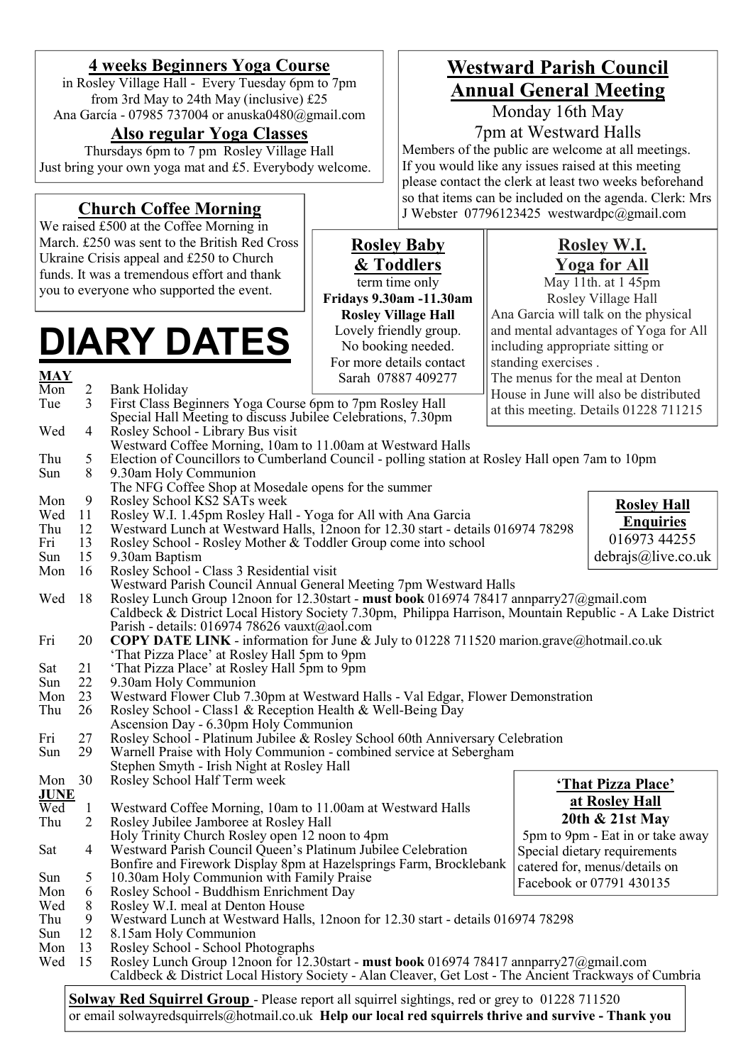## 4 weeks Beginners Yoga Course

in Rosley Village Hall - Every Tuesday 6pm to 7pm
from 3rd May to 24th May (inclusive) £25
Ana García - 07985 737004 or anuska0480@gmail.com

## Also regular Yoga Classes

Thursdays 6pm to 7 pm Rosley Village Hall
Just bring your own yoga mat and £5. Everybody welcome.

## Westward Parish Council Annual General Meeting

Monday 16th May
7pm at Westward Halls

Members of the public are welcome at all meetings. If you would like any issues raised at this meeting please contact the clerk at least two weeks beforehand so that items can be included on the agenda. Clerk: Mrs J Webster 07796123425 westwardpc@gmail.com

## Church Coffee Morning

We raised £500 at the Coffee Morning in March. £250 was sent to the British Red Cross Ukraine Crisis appeal and £250 to Church funds. It was a tremendous effort and thank you to everyone who supported the event.

## Rosley Baby & Toddlers

term time only
**Fridays 9.30am -11.30am**
**Rosley Village Hall**
Lovely friendly group.
No booking needed.
For more details contact
Sarah 07887 409277

## Rosley W.I. Yoga for All

May 11th. at 1 45pm
Rosley Village Hall
Ana Garcia will talk on the physical and mental advantages of Yoga for All including appropriate sitting or standing exercises .
The menus for the meal at Denton House in June will also be distributed at this meeting. Details 01228 711215

# DIARY DATES

**MAY**

| | | |
|---|---|---|
| Mon | 2 | Bank Holiday |
| Tue | 3 | First Class Beginners Yoga Course 6pm to 7pm Rosley Hall |
| | | Special Hall Meeting to discuss Jubilee Celebrations, 7.30pm |
| Wed | 4 | Rosley School - Library Bus visit |
| | | Westward Coffee Morning, 10am to 11.00am at Westward Halls |
| Thu | 5 | Election of Councillors to Cumberland Council - polling station at Rosley Hall open 7am to 10pm |
| Sun | 8 | 9.30am Holy Communion |
| | | The NFG Coffee Shop at Mosedale opens for the summer |
| Mon | 9 | Rosley School KS2 SATs week |
| Wed | 11 | Rosley W.I. 1.45pm Rosley Hall - Yoga for All with Ana Garcia |
| Thu | 12 | Westward Lunch at Westward Halls, 12noon for 12.30 start - details 016974 78298 |
| Fri | 13 | Rosley School - Rosley Mother & Toddler Group come into school |
| Sun | 15 | 9.30am Baptism |
| Mon | 16 | Rosley School - Class 3 Residential visit |
| | | Westward Parish Council Annual General Meeting 7pm Westward Halls |
| Wed | 18 | Rosley Lunch Group 12noon for 12.30start - **must book** 016974 78417 annparry27@gmail.com |
| | | Caldbeck & District Local History Society 7.30pm, Philippa Harrison, Mountain Republic - A Lake District Parish - details: 016974 78626 vauxt@aol.com |
| Fri | 20 | **COPY DATE LINK** - information for June & July to 01228 711520 marion.grave@hotmail.co.uk |
| | | 'That Pizza Place' at Rosley Hall 5pm to 9pm |
| Sat | 21 | 'That Pizza Place' at Rosley Hall 5pm to 9pm |
| Sun | 22 | 9.30am Holy Communion |
| Mon | 23 | Westward Flower Club 7.30pm at Westward Halls - Val Edgar, Flower Demonstration |
| Thu | 26 | Rosley School - Class1 & Reception Health & Well-Being Day |
| | | Ascension Day - 6.30pm Holy Communion |
| Fri | 27 | Rosley School - Platinum Jubilee & Rosley School 60th Anniversary Celebration |
| Sun | 29 | Warnell Praise with Holy Communion - combined service at Sebergham |
| | | Stephen Smyth - Irish Night at Rosley Hall |
| Mon | 30 | Rosley School Half Term week |

**JUNE**

| | | |
|---|---|---|
| Wed | 1 | Westward Coffee Morning, 10am to 11.00am at Westward Halls |
| Thu | 2 | Rosley Jubilee Jamboree at Rosley Hall |
| | | Holy Trinity Church Rosley open 12 noon to 4pm |
| Sat | 4 | Westward Parish Council Queen's Platinum Jubilee Celebration |
| | | Bonfire and Firework Display 8pm at Hazelsprings Farm, Brocklebank |
| Sun | 5 | 10.30am Holy Communion with Family Praise |
| Mon | 6 | Rosley School - Buddhism Enrichment Day |
| Wed | 8 | Rosley W.I. meal at Denton House |
| Thu | 9 | Westward Lunch at Westward Halls, 12noon for 12.30 start - details 016974 78298 |
| Sun | 12 | 8.15am Holy Communion |
| Mon | 13 | Rosley School - School Photographs |
| Wed | 15 | Rosley Lunch Group 12noon for 12.30start - **must book** 016974 78417 annparry27@gmail.com |
| | | Caldbeck & District Local History Society - Alan Cleaver, Get Lost - The Ancient Trackways of Cumbria |

## Rosley Hall Enquiries

016973 44255
debrajs@live.co.uk

## 'That Pizza Place' at Rosley Hall

**20th & 21st May**

5pm to 9pm - Eat in or take away
Special dietary requirements catered for, menus/details on Facebook or 07791 430135

**Solway Red Squirrel Group** - Please report all squirrel sightings, red or grey to 01228 711520 or email solwayredsquirrels@hotmail.co.uk **Help our local red squirrels thrive and survive - Thank you**